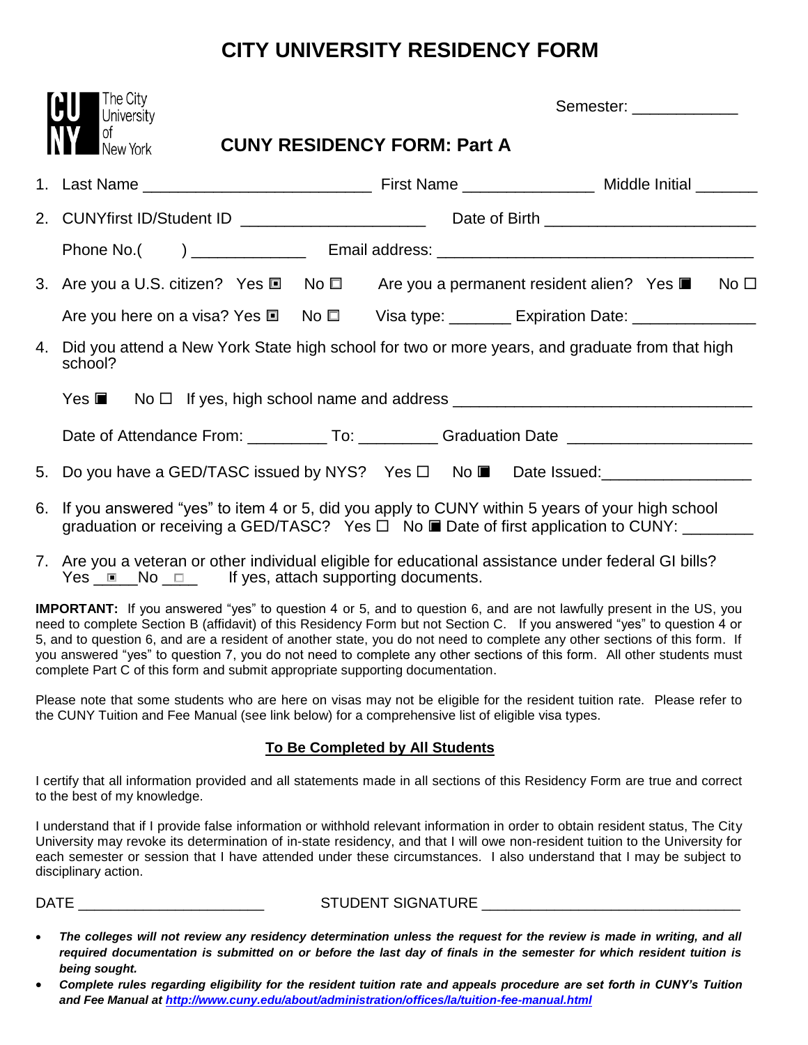# CITY UNIVERSITY RESIDENCY FORM

The City University of New York

Semester: ____________

## CUNY RESIDENCY FORM: Part A

1. Last Name _________________________ First Name _______________ Middle Initial _______
2. CUNYfirst ID/Student ID ____________________ Date of Birth _______________________

   Phone No.(     ) _____________ Email address: ___________________________________
3. Are you a U.S. citizen? Yes ☐ No ☐ Are you a permanent resident alien? Yes ☐ No ☐

   Are you here on a visa? Yes ☐ No ☐ Visa type: _______ Expiration Date: _____________
4. Did you attend a New York State high school for two or more years, and graduate from that high school?

   Yes ☐ No ☐ If yes, high school name and address _______________________________

   Date of Attendance From: _________ To: _________ Graduation Date ____________________
5. Do you have a GED/TASC issued by NYS? Yes ☐ No ☐ Date Issued:________________
6. If you answered "yes" to item 4 or 5, did you apply to CUNY within 5 years of your high school graduation or receiving a GED/TASC? Yes ☐ No ☐ Date of first application to CUNY: ________
7. Are you a veteran or other individual eligible for educational assistance under federal GI bills? Yes ____ No ____ If yes, attach supporting documents.

**IMPORTANT:** If you answered "yes" to question 4 or 5, and to question 6, and are not lawfully present in the US, you need to complete Section B (affidavit) of this Residency Form but not Section C. If you answered "yes" to question 4 or 5, and to question 6, and are a resident of another state, you do not need to complete any other sections of this form. If you answered "yes" to question 7, you do not need to complete any other sections of this form. All other students must complete Part C of this form and submit appropriate supporting documentation.

Please note that some students who are here on visas may not be eligible for the resident tuition rate. Please refer to the CUNY Tuition and Fee Manual (see link below) for a comprehensive list of eligible visa types.

### To Be Completed by All Students

I certify that all information provided and all statements made in all sections of this Residency Form are true and correct to the best of my knowledge.

I understand that if I provide false information or withhold relevant information in order to obtain resident status, The City University may revoke its determination of in-state residency, and that I will owe non-resident tuition to the University for each semester or session that I have attended under these circumstances. I also understand that I may be subject to disciplinary action.

DATE _____________________ STUDENT SIGNATURE ______________________________

- ***The colleges will not review any residency determination unless the request for the review is made in writing, and all required documentation is submitted on or before the last day of finals in the semester for which resident tuition is being sought.***
- ***Complete rules regarding eligibility for the resident tuition rate and appeals procedure are set forth in CUNY's Tuition and Fee Manual at http://www.cuny.edu/about/administration/offices/la/tuition-fee-manual.html***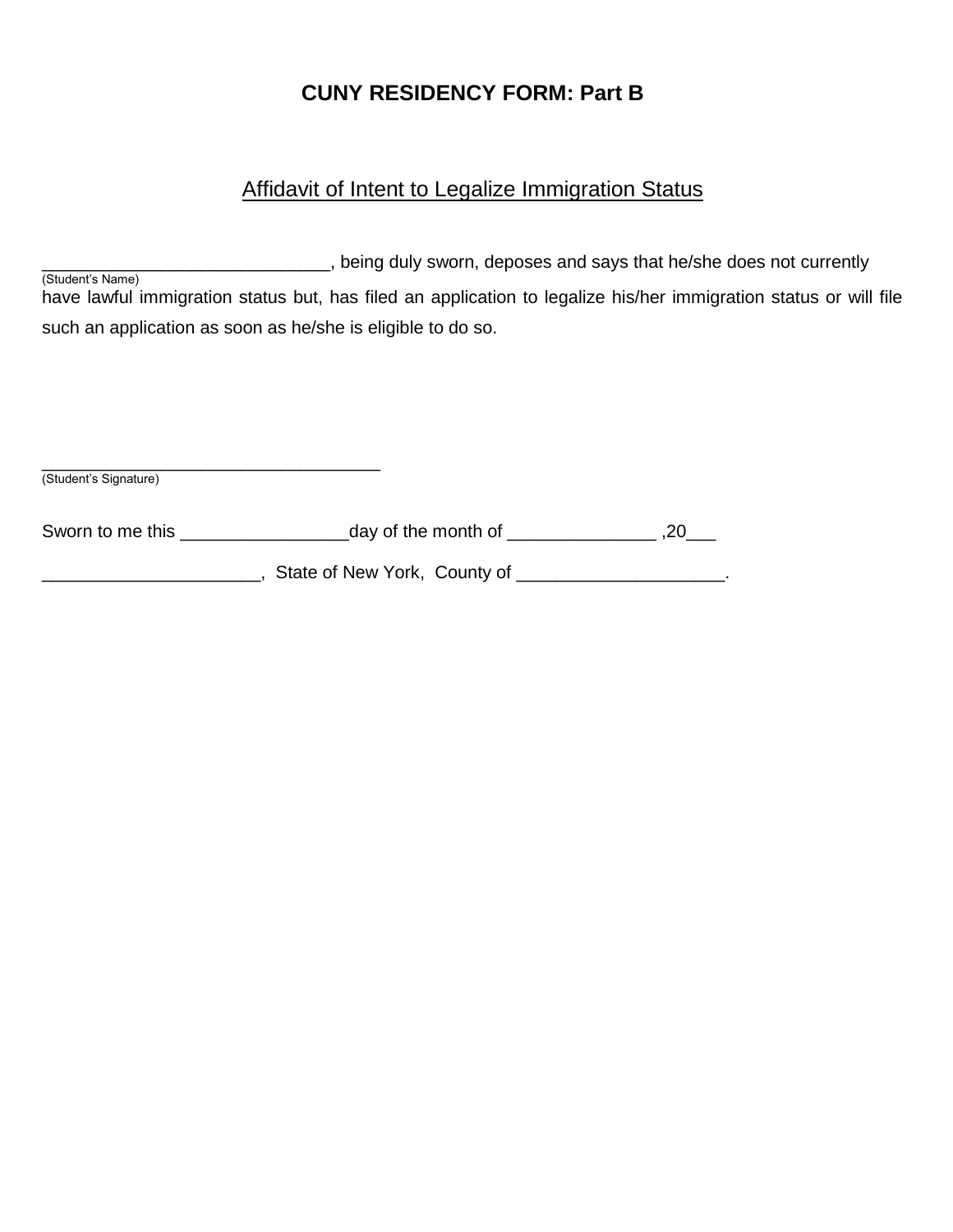## CUNY RESIDENCY FORM: Part B

### Affidavit of Intent to Legalize Immigration Status

______________________________, being duly sworn, deposes and says that he/she does not currently
(Student's Name)
have lawful immigration status but, has filed an application to legalize his/her immigration status or will file such an application as soon as he/she is eligible to do so.

_____________________________________
(Student's Signature)

Sworn to me this _________________day of the month of _______________ ,20___

______________________, State of New York, County of _____________________.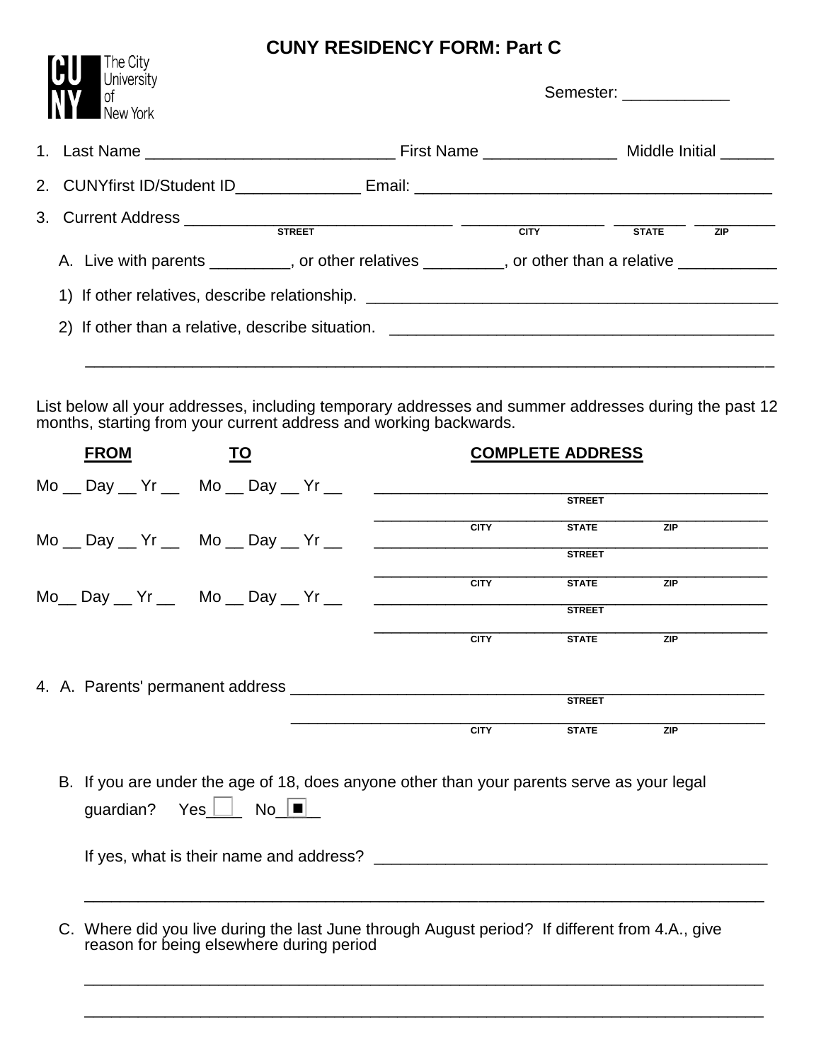# CUNY RESIDENCY FORM: Part C

The City University of New York

Semester: ____________

1. Last Name ____________________________ First Name _______________ Middle Initial ______

2. CUNYfirst ID/Student ID______________ Email: ________________________________________

3. Current Address ______________________________ ________________ _________ _________
   STREET CITY STATE ZIP

   A. Live with parents _________, or other relatives _________, or other than a relative ___________

   1) If other relatives, describe relationship. _______________________________________________

   2) If other than a relative, describe situation. ____________________________________________

   ____________________________________________________________________________

List below all your addresses, including temporary addresses and summer addresses during the past 12 months, starting from your current address and working backwards.

| FROM | TO | COMPLETE ADDRESS |
|---|---|---|
| Mo __ Day __ Yr __ | Mo __ Day __ Yr __ | ______________________________ STREET<br>______________________________ CITY STATE ZIP |
| Mo __ Day __ Yr __ | Mo __ Day __ Yr __ | ______________________________ STREET<br>______________________________ CITY STATE ZIP |
| Mo__ Day __ Yr __ | Mo __ Day __ Yr __ | ______________________________ STREET<br>______________________________ CITY STATE ZIP |

4. A. Parents' permanent address ________________________________________________________
   STREET

   ________________________________________________________
   CITY STATE ZIP

   B. If you are under the age of 18, does anyone other than your parents serve as your legal guardian? Yes☐____ No☒____

   If yes, what is their name and address? _____________________________________________

   ____________________________________________________________________________

   C. Where did you live during the last June through August period? If different from 4.A., give reason for being elsewhere during period

   ____________________________________________________________________________

   ____________________________________________________________________________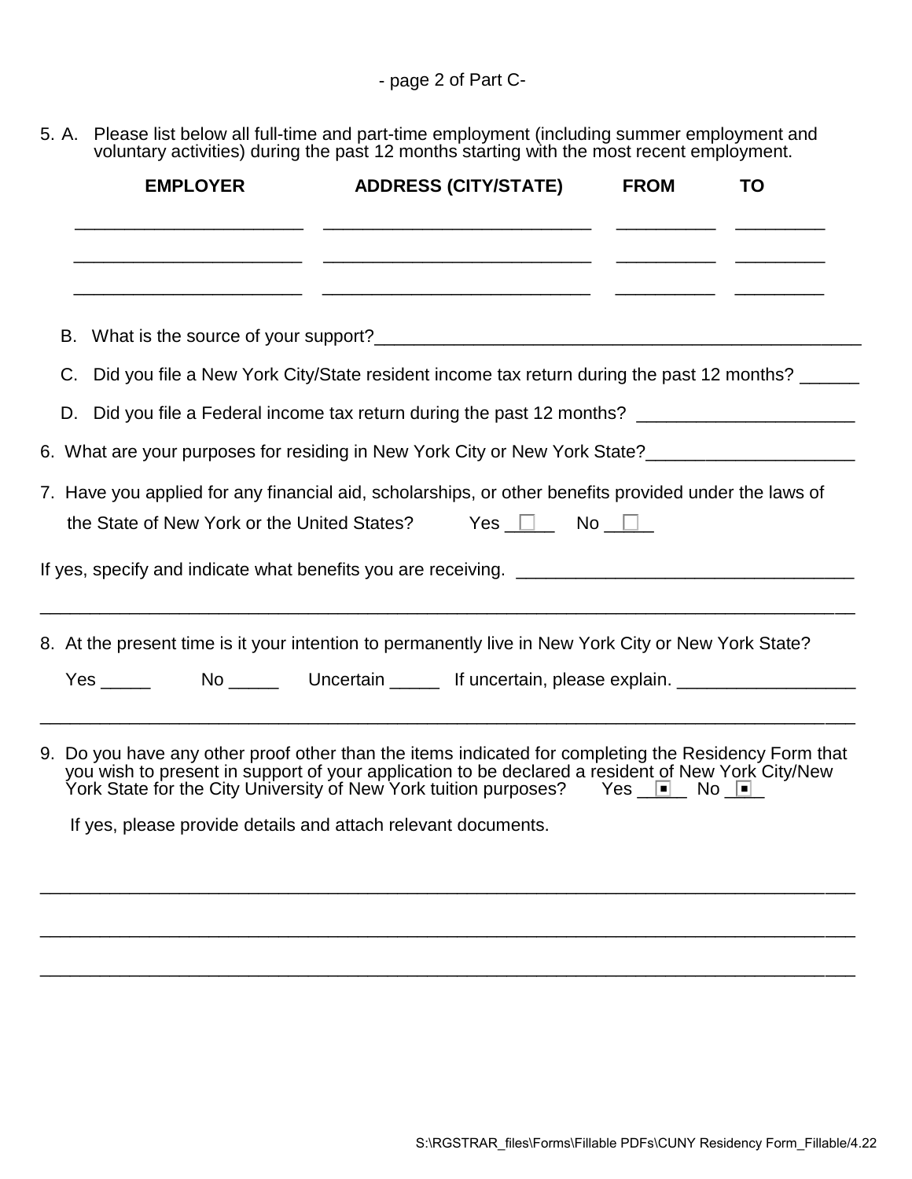- page 2 of Part C-

5. A. Please list below all full-time and part-time employment (including summer employment and voluntary activities) during the past 12 months starting with the most recent employment.

| EMPLOYER | ADDRESS (CITY/STATE) | FROM | TO |
| --- | --- | --- | --- |
| ______________________ | __________________________ | __________ | _________ |
| ______________________ | __________________________ | __________ | _________ |
| ______________________ | __________________________ | __________ | _________ |

B. What is the source of your support?___________________________________________________

C. Did you file a New York City/State resident income tax return during the past 12 months? ______

D. Did you file a Federal income tax return during the past 12 months? ______________________

6. What are your purposes for residing in New York City or New York State?_____________________

7. Have you applied for any financial aid, scholarships, or other benefits provided under the laws of the State of New York or the United States? Yes ☐ No ☐

If yes, specify and indicate what benefits you are receiving. __________________________________

___________________________________________________________________________________

8. At the present time is it your intention to permanently live in New York City or New York State?

Yes _____ No _____ Uncertain _____ If uncertain, please explain. __________________

___________________________________________________________________________________

9. Do you have any other proof other than the items indicated for completing the Residency Form that you wish to present in support of your application to be declared a resident of New York City/New York State for the City University of New York tuition purposes? Yes ☐ No ☐

If yes, please provide details and attach relevant documents.

___________________________________________________________________________________

___________________________________________________________________________________

___________________________________________________________________________________

S:\RGSTRAR_files\Forms\Fillable PDFs\CUNY Residency Form_Fillable/4.22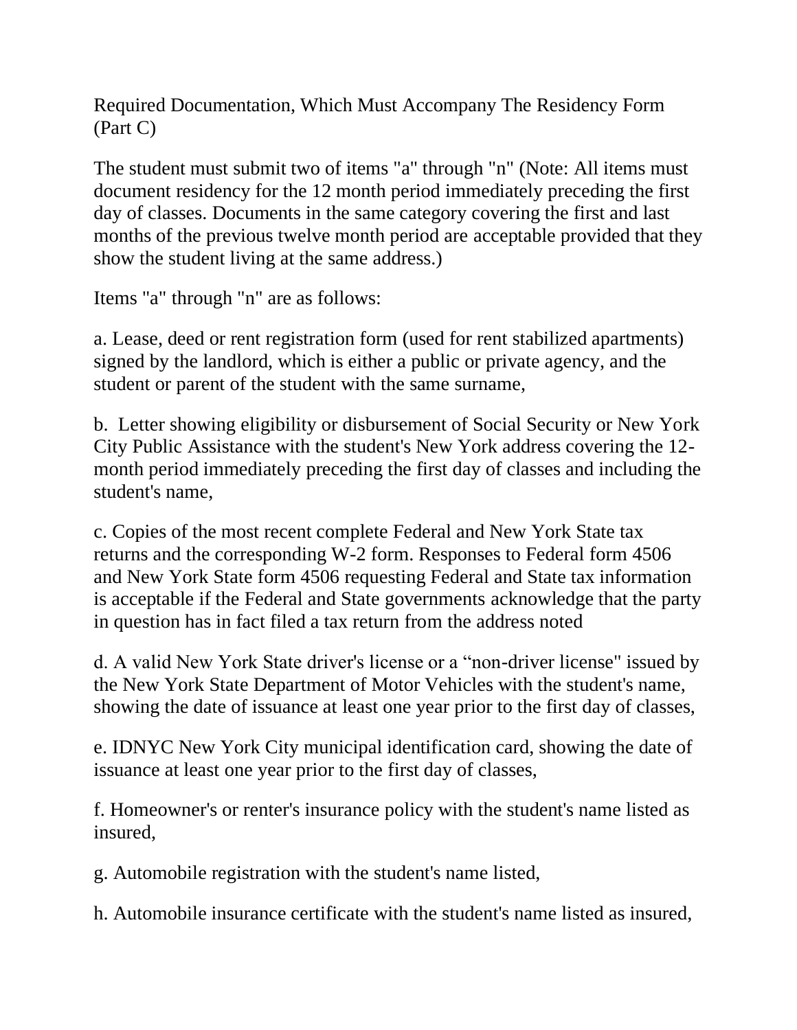Required Documentation, Which Must Accompany The Residency Form (Part C)

The student must submit two of items "a" through "n" (Note: All items must document residency for the 12 month period immediately preceding the first day of classes. Documents in the same category covering the first and last months of the previous twelve month period are acceptable provided that they show the student living at the same address.)

Items "a" through "n" are as follows:

a. Lease, deed or rent registration form (used for rent stabilized apartments) signed by the landlord, which is either a public or private agency, and the student or parent of the student with the same surname,

b. Letter showing eligibility or disbursement of Social Security or New York City Public Assistance with the student's New York address covering the 12-month period immediately preceding the first day of classes and including the student's name,

c. Copies of the most recent complete Federal and New York State tax returns and the corresponding W-2 form. Responses to Federal form 4506 and New York State form 4506 requesting Federal and State tax information is acceptable if the Federal and State governments acknowledge that the party in question has in fact filed a tax return from the address noted

d. A valid New York State driver's license or a “non-driver license" issued by the New York State Department of Motor Vehicles with the student's name, showing the date of issuance at least one year prior to the first day of classes,

e. IDNYC New York City municipal identification card, showing the date of issuance at least one year prior to the first day of classes,

f. Homeowner's or renter's insurance policy with the student's name listed as insured,

g. Automobile registration with the student's name listed,

h. Automobile insurance certificate with the student's name listed as insured,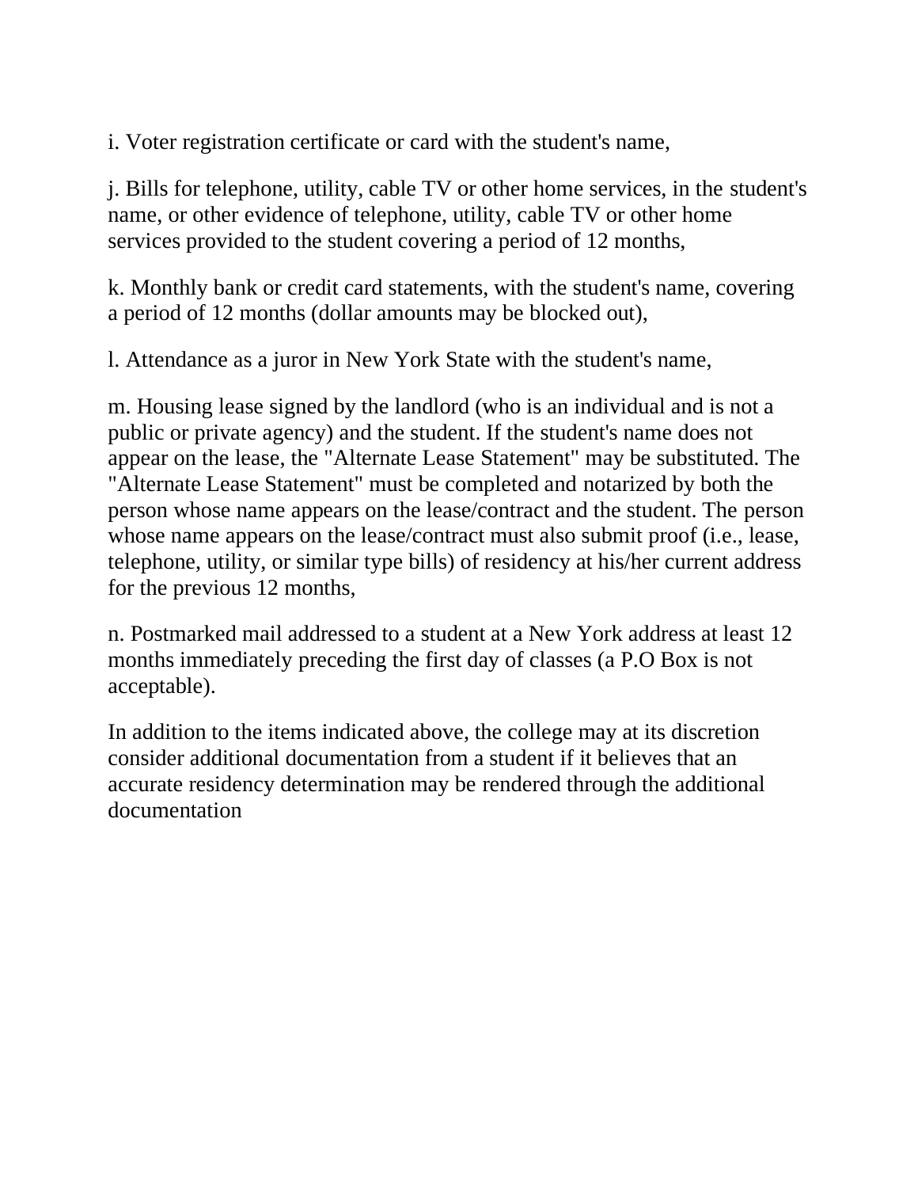i. Voter registration certificate or card with the student's name,

j. Bills for telephone, utility, cable TV or other home services, in the student's name, or other evidence of telephone, utility, cable TV or other home services provided to the student covering a period of 12 months,

k. Monthly bank or credit card statements, with the student's name, covering a period of 12 months (dollar amounts may be blocked out),

l. Attendance as a juror in New York State with the student's name,

m. Housing lease signed by the landlord (who is an individual and is not a public or private agency) and the student. If the student's name does not appear on the lease, the "Alternate Lease Statement" may be substituted. The "Alternate Lease Statement" must be completed and notarized by both the person whose name appears on the lease/contract and the student. The person whose name appears on the lease/contract must also submit proof (i.e., lease, telephone, utility, or similar type bills) of residency at his/her current address for the previous 12 months,

n. Postmarked mail addressed to a student at a New York address at least 12 months immediately preceding the first day of classes (a P.O Box is not acceptable).

In addition to the items indicated above, the college may at its discretion consider additional documentation from a student if it believes that an accurate residency determination may be rendered through the additional documentation